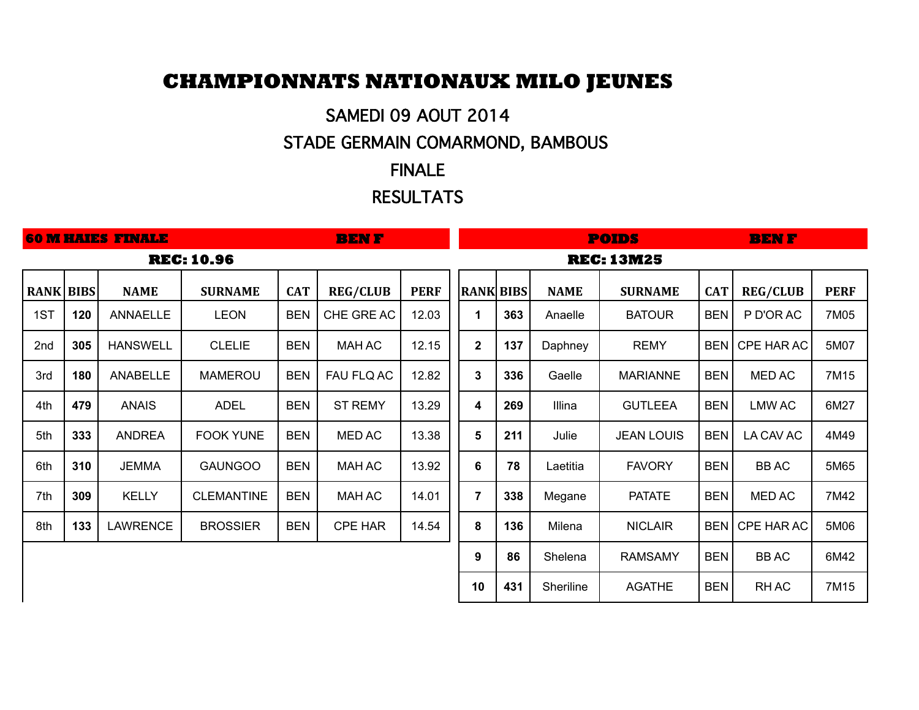# CHAMPIONNATS NATIONAUX MILO JEUNES

SAMEDI 09 AOUT 2014

STADE GERMAIN COMARMOND, BAMBOUS

FINALE

RESULTATS

## 60 M HAIES FINALE — BEN F

**REC: 10.96**

| RANK | BIBS | NAME | SURNAME | CAT | REG/CLUB | PERF |
|---|---|---|---|---|---|---|
| 1ST | 120 | ANNAELLE | LEON | BEN | CHE GRE AC | 12.03 |
| 2nd | 305 | HANSWELL | CLELIE | BEN | MAH AC | 12.15 |
| 3rd | 180 | ANABELLE | MAMEROU | BEN | FAU FLQ AC | 12.82 |
| 4th | 479 | ANAIS | ADEL | BEN | ST REMY | 13.29 |
| 5th | 333 | ANDREA | FOOK YUNE | BEN | MED AC | 13.38 |
| 6th | 310 | JEMMA | GAUNGOO | BEN | MAH AC | 13.92 |
| 7th | 309 | KELLY | CLEMANTINE | BEN | MAH AC | 14.01 |
| 8th | 133 | LAWRENCE | BROSSIER | BEN | CPE HAR | 14.54 |

## POIDS — BEN F

**REC: 13M25**

| RANK | BIBS | NAME | SURNAME | CAT | REG/CLUB | PERF |
|---|---|---|---|---|---|---|
| 1 | 363 | Anaelle | BATOUR | BEN | P D'OR AC | 7M05 |
| 2 | 137 | Daphney | REMY | BEN | CPE HAR AC | 5M07 |
| 3 | 336 | Gaelle | MARIANNE | BEN | MED AC | 7M15 |
| 4 | 269 | Illina | GUTLEEA | BEN | LMW AC | 6M27 |
| 5 | 211 | Julie | JEAN LOUIS | BEN | LA CAV AC | 4M49 |
| 6 | 78 | Laetitia | FAVORY | BEN | BB AC | 5M65 |
| 7 | 338 | Megane | PATATE | BEN | MED AC | 7M42 |
| 8 | 136 | Milena | NICLAIR | BEN | CPE HAR AC | 5M06 |
| 9 | 86 | Shelena | RAMSAMY | BEN | BB AC | 6M42 |
| 10 | 431 | Sheriline | AGATHE | BEN | RH AC | 7M15 |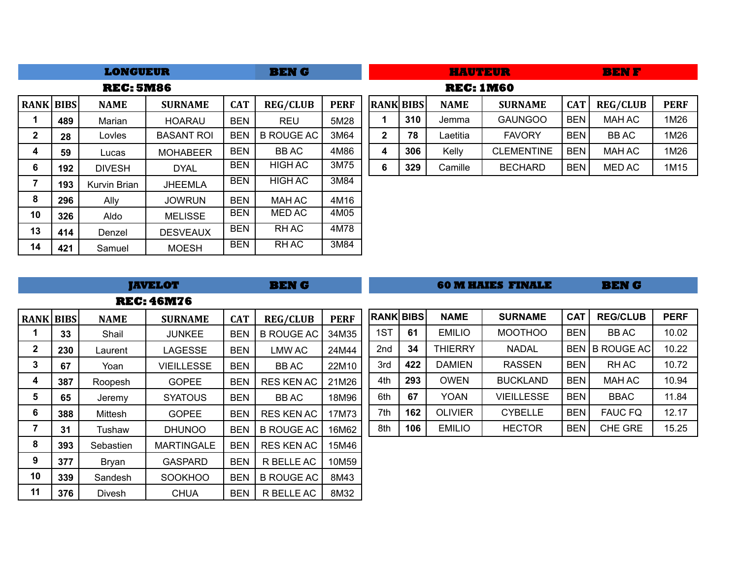## LONGUEUR — BEN G

**REC: 5M86**

| RANK | BIBS | NAME | SURNAME | CAT | REG/CLUB | PERF |
|---|---|---|---|---|---|---|
| 1 | 489 | Marian | HOARAU | BEN | REU | 5M28 |
| 2 | 28 | Lovles | BASANT ROI | BEN | B ROUGE AC | 3M64 |
| 4 | 59 | Lucas | MOHABEER | BEN | BB AC | 4M86 |
| 6 | 192 | DIVESH | DYAL | BEN | HIGH AC | 3M75 |
| 7 | 193 | Kurvin Brian | JHEEMLA | BEN | HIGH AC | 3M84 |
| 8 | 296 | Ally | JOWRUN | BEN | MAH AC | 4M16 |
| 10 | 326 | Aldo | MELISSE | BEN | MED AC | 4M05 |
| 13 | 414 | Denzel | DESVEAUX | BEN | RH AC | 4M78 |
| 14 | 421 | Samuel | MOESH | BEN | RH AC | 3M84 |

## HAUTEUR — BEN F

**REC: 1M60**

| RANK | BIBS | NAME | SURNAME | CAT | REG/CLUB | PERF |
|---|---|---|---|---|---|---|
| 1 | 310 | Jemma | GAUNGOO | BEN | MAH AC | 1M26 |
| 2 | 78 | Laetitia | FAVORY | BEN | BB AC | 1M26 |
| 4 | 306 | Kelly | CLEMENTINE | BEN | MAH AC | 1M26 |
| 6 | 329 | Camille | BECHARD | BEN | MED AC | 1M15 |

## JAVELOT — BEN G

**REC: 46M76**

| RANK | BIBS | NAME | SURNAME | CAT | REG/CLUB | PERF |
|---|---|---|---|---|---|---|
| 1 | 33 | Shail | JUNKEE | BEN | B ROUGE AC | 34M35 |
| 2 | 230 | Laurent | LAGESSE | BEN | LMW AC | 24M44 |
| 3 | 67 | Yoan | VIEILLESSE | BEN | BB AC | 22M10 |
| 4 | 387 | Roopesh | GOPEE | BEN | RES KEN AC | 21M26 |
| 5 | 65 | Jeremy | SYATOUS | BEN | BB AC | 18M96 |
| 6 | 388 | Mittesh | GOPEE | BEN | RES KEN AC | 17M73 |
| 7 | 31 | Tushaw | DHUNOO | BEN | B ROUGE AC | 16M62 |
| 8 | 393 | Sebastien | MARTINGALE | BEN | RES KEN AC | 15M46 |
| 9 | 377 | Bryan | GASPARD | BEN | R BELLE AC | 10M59 |
| 10 | 339 | Sandesh | SOOKHOO | BEN | B ROUGE AC | 8M43 |
| 11 | 376 | Divesh | CHUA | BEN | R BELLE AC | 8M32 |

## 60 M HAIES FINALE — BEN G

| RANK | BIBS | NAME | SURNAME | CAT | REG/CLUB | PERF |
|---|---|---|---|---|---|---|
| 1ST | 61 | EMILIO | MOOTHOO | BEN | BB AC | 10.02 |
| 2nd | 34 | THIERRY | NADAL | BEN | B ROUGE AC | 10.22 |
| 3rd | 422 | DAMIEN | RASSEN | BEN | RH AC | 10.72 |
| 4th | 293 | OWEN | BUCKLAND | BEN | MAH AC | 10.94 |
| 6th | 67 | YOAN | VIEILLESSE | BEN | BBAC | 11.84 |
| 7th | 162 | OLIVIER | CYBELLE | BEN | FAUC FQ | 12.17 |
| 8th | 106 | EMILIO | HECTOR | BEN | CHE GRE | 15.25 |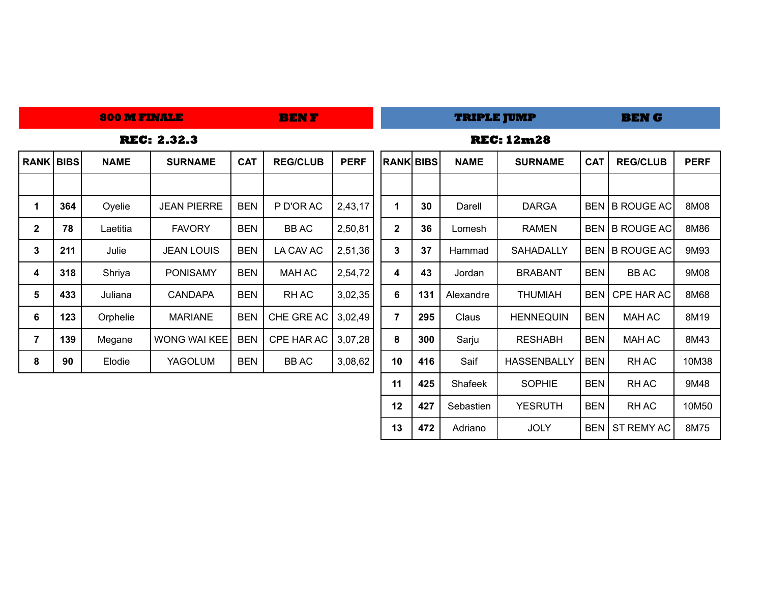## 800 M FINALE — BEN F

**REC: 2.32.3**

| RANK | BIBS | NAME | SURNAME | CAT | REG/CLUB | PERF |
|---|---|---|---|---|---|---|
| | | | | | | |
| 1 | 364 | Oyelie | JEAN PIERRE | BEN | P D'OR AC | 2,43,17 |
| 2 | 78 | Laetitia | FAVORY | BEN | BB AC | 2,50,81 |
| 3 | 211 | Julie | JEAN LOUIS | BEN | LA CAV AC | 2,51,36 |
| 4 | 318 | Shriya | PONISAMY | BEN | MAH AC | 2,54,72 |
| 5 | 433 | Juliana | CANDAPA | BEN | RH AC | 3,02,35 |
| 6 | 123 | Orphelie | MARIANE | BEN | CHE GRE AC | 3,02,49 |
| 7 | 139 | Megane | WONG WAI KEE | BEN | CPE HAR AC | 3,07,28 |
| 8 | 90 | Elodie | YAGOLUM | BEN | BB AC | 3,08,62 |

## TRIPLE JUMP — BEN G

**REC: 12m28**

| RANK | BIBS | NAME | SURNAME | CAT | REG/CLUB | PERF |
|---|---|---|---|---|---|---|
| | | | | | | |
| 1 | 30 | Darell | DARGA | BEN | B ROUGE AC | 8M08 |
| 2 | 36 | Lomesh | RAMEN | BEN | B ROUGE AC | 8M86 |
| 3 | 37 | Hammad | SAHADALLY | BEN | B ROUGE AC | 9M93 |
| 4 | 43 | Jordan | BRABANT | BEN | BB AC | 9M08 |
| 6 | 131 | Alexandre | THUMIAH | BEN | CPE HAR AC | 8M68 |
| 7 | 295 | Claus | HENNEQUIN | BEN | MAH AC | 8M19 |
| 8 | 300 | Sarju | RESHABH | BEN | MAH AC | 8M43 |
| 10 | 416 | Saif | HASSENBALLY | BEN | RH AC | 10M38 |
| 11 | 425 | Shafeek | SOPHIE | BEN | RH AC | 9M48 |
| 12 | 427 | Sebastien | YESRUTH | BEN | RH AC | 10M50 |
| 13 | 472 | Adriano | JOLY | BEN | ST REMY AC | 8M75 |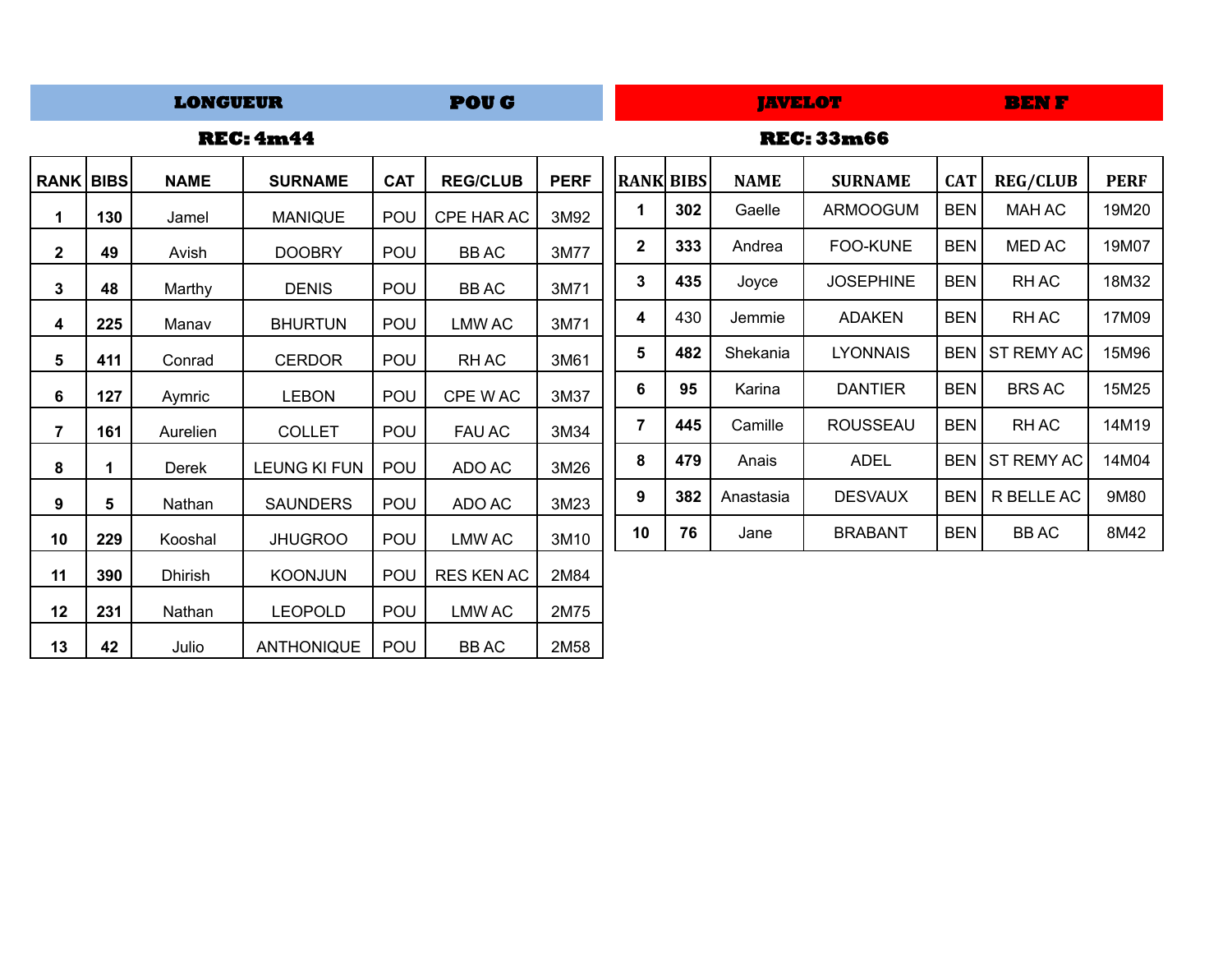## LONGUEUR POU G

**REC: 4m44**

| RANK | BIBS | NAME | SURNAME | CAT | REG/CLUB | PERF |
|---|---|---|---|---|---|---|
| 1 | 130 | Jamel | MANIQUE | POU | CPE HAR AC | 3M92 |
| 2 | 49 | Avish | DOOBRY | POU | BB AC | 3M77 |
| 3 | 48 | Marthy | DENIS | POU | BB AC | 3M71 |
| 4 | 225 | Manav | BHURTUN | POU | LMW AC | 3M71 |
| 5 | 411 | Conrad | CERDOR | POU | RH AC | 3M61 |
| 6 | 127 | Aymric | LEBON | POU | CPE W AC | 3M37 |
| 7 | 161 | Aurelien | COLLET | POU | FAU AC | 3M34 |
| 8 | 1 | Derek | LEUNG KI FUN | POU | ADO AC | 3M26 |
| 9 | 5 | Nathan | SAUNDERS | POU | ADO AC | 3M23 |
| 10 | 229 | Kooshal | JHUGROO | POU | LMW AC | 3M10 |
| 11 | 390 | Dhirish | KOONJUN | POU | RES KEN AC | 2M84 |
| 12 | 231 | Nathan | LEOPOLD | POU | LMW AC | 2M75 |
| 13 | 42 | Julio | ANTHONIQUE | POU | BB AC | 2M58 |

## JAVELOT BEN F

**REC: 33m66**

| RANK | BIBS | NAME | SURNAME | CAT | REG/CLUB | PERF |
|---|---|---|---|---|---|---|
| 1 | 302 | Gaelle | ARMOOGUM | BEN | MAH AC | 19M20 |
| 2 | 333 | Andrea | FOO-KUNE | BEN | MED AC | 19M07 |
| 3 | 435 | Joyce | JOSEPHINE | BEN | RH AC | 18M32 |
| 4 | 430 | Jemmie | ADAKEN | BEN | RH AC | 17M09 |
| 5 | 482 | Shekania | LYONNAIS | BEN | ST REMY AC | 15M96 |
| 6 | 95 | Karina | DANTIER | BEN | BRS AC | 15M25 |
| 7 | 445 | Camille | ROUSSEAU | BEN | RH AC | 14M19 |
| 8 | 479 | Anais | ADEL | BEN | ST REMY AC | 14M04 |
| 9 | 382 | Anastasia | DESVAUX | BEN | R BELLE AC | 9M80 |
| 10 | 76 | Jane | BRABANT | BEN | BB AC | 8M42 |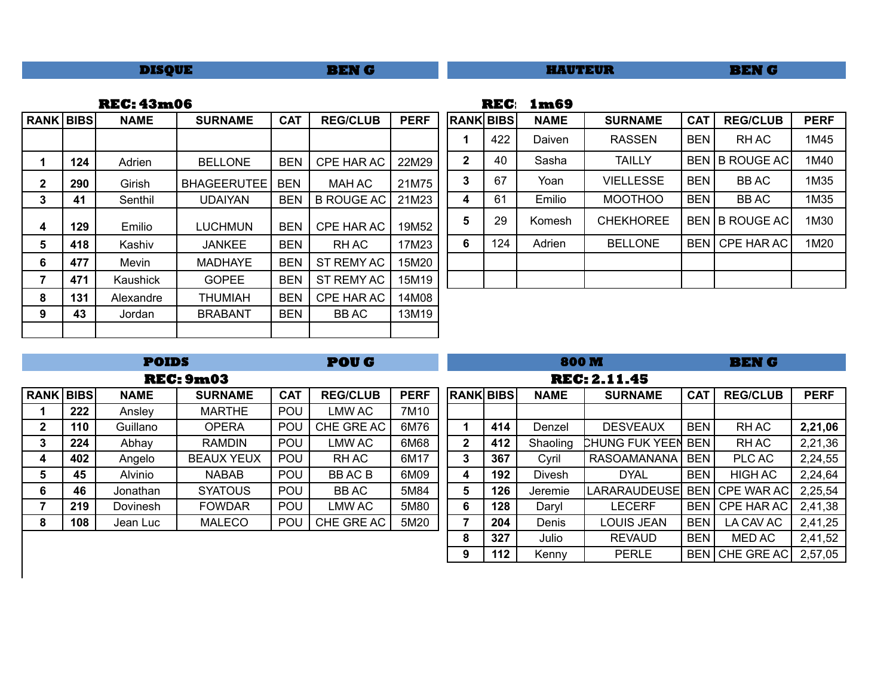## DISQUE BEN G

**REC: 43m06**

| RANK | BIBS | NAME | SURNAME | CAT | REG/CLUB | PERF |
|---|---|---|---|---|---|---|
| | | | | | | |
| 1 | 124 | Adrien | BELLONE | BEN | CPE HAR AC | 22M29 |
| 2 | 290 | Girish | BHAGEERUTEE | BEN | MAH AC | 21M75 |
| 3 | 41 | Senthil | UDAIYAN | BEN | B ROUGE AC | 21M23 |
| 4 | 129 | Emilio | LUCHMUN | BEN | CPE HAR AC | 19M52 |
| 5 | 418 | Kashiv | JANKEE | BEN | RH AC | 17M23 |
| 6 | 477 | Mevin | MADHAYE | BEN | ST REMY AC | 15M20 |
| 7 | 471 | Kaushick | GOPEE | BEN | ST REMY AC | 15M19 |
| 8 | 131 | Alexandre | THUMIAH | BEN | CPE HAR AC | 14M08 |
| 9 | 43 | Jordan | BRABANT | BEN | BB AC | 13M19 |
| | | | | | | |

## HAUTEUR BEN G

**REC: 1m69**

| RANK | BIBS | NAME | SURNAME | CAT | REG/CLUB | PERF |
|---|---|---|---|---|---|---|
| 1 | 422 | Daiven | RASSEN | BEN | RH AC | 1M45 |
| 2 | 40 | Sasha | TAILLY | BEN | B ROUGE AC | 1M40 |
| 3 | 67 | Yoan | VIELLESSE | BEN | BB AC | 1M35 |
| 4 | 61 | Emilio | MOOTHOO | BEN | BB AC | 1M35 |
| 5 | 29 | Komesh | CHEKHOREE | BEN | B ROUGE AC | 1M30 |
| 6 | 124 | Adrien | BELLONE | BEN | CPE HAR AC | 1M20 |
| | | | | | | |
| | | | | | | |

## POIDS POU G

**REC: 9m03**

| RANK | BIBS | NAME | SURNAME | CAT | REG/CLUB | PERF |
|---|---|---|---|---|---|---|
| 1 | 222 | Ansley | MARTHE | POU | LMW AC | 7M10 |
| 2 | 110 | Guillano | OPERA | POU | CHE GRE AC | 6M76 |
| 3 | 224 | Abhay | RAMDIN | POU | LMW AC | 6M68 |
| 4 | 402 | Angelo | BEAUX YEUX | POU | RH AC | 6M17 |
| 5 | 45 | Alvinio | NABAB | POU | BB AC B | 6M09 |
| 6 | 46 | Jonathan | SYATOUS | POU | BB AC | 5M84 |
| 7 | 219 | Dovinesh | FOWDAR | POU | LMW AC | 5M80 |
| 8 | 108 | Jean Luc | MALECO | POU | CHE GRE AC | 5M20 |

## 800 M BEN G

**REC: 2.11.45**

| RANK | BIBS | NAME | SURNAME | CAT | REG/CLUB | PERF |
|---|---|---|---|---|---|---|
| | | | | | | |
| 1 | 414 | Denzel | DESVEAUX | BEN | RH AC | **2,21,06** |
| 2 | 412 | Shaoling | CHUNG FUK YEEN | BEN | RH AC | 2,21,36 |
| 3 | 367 | Cyril | RASOAMANANA | BEN | PLC AC | 2,24,55 |
| 4 | 192 | Divesh | DYAL | BEN | HIGH AC | 2,24,64 |
| 5 | 126 | Jeremie | LARARAUDEUSE | BEN | CPE WAR AC | 2,25,54 |
| 6 | 128 | Daryl | LECERF | BEN | CPE HAR AC | 2,41,38 |
| 7 | 204 | Denis | LOUIS JEAN | BEN | LA CAV AC | 2,41,25 |
| 8 | 327 | Julio | REVAUD | BEN | MED AC | 2,41,52 |
| 9 | 112 | Kenny | PERLE | BEN | CHE GRE AC | 2,57,05 |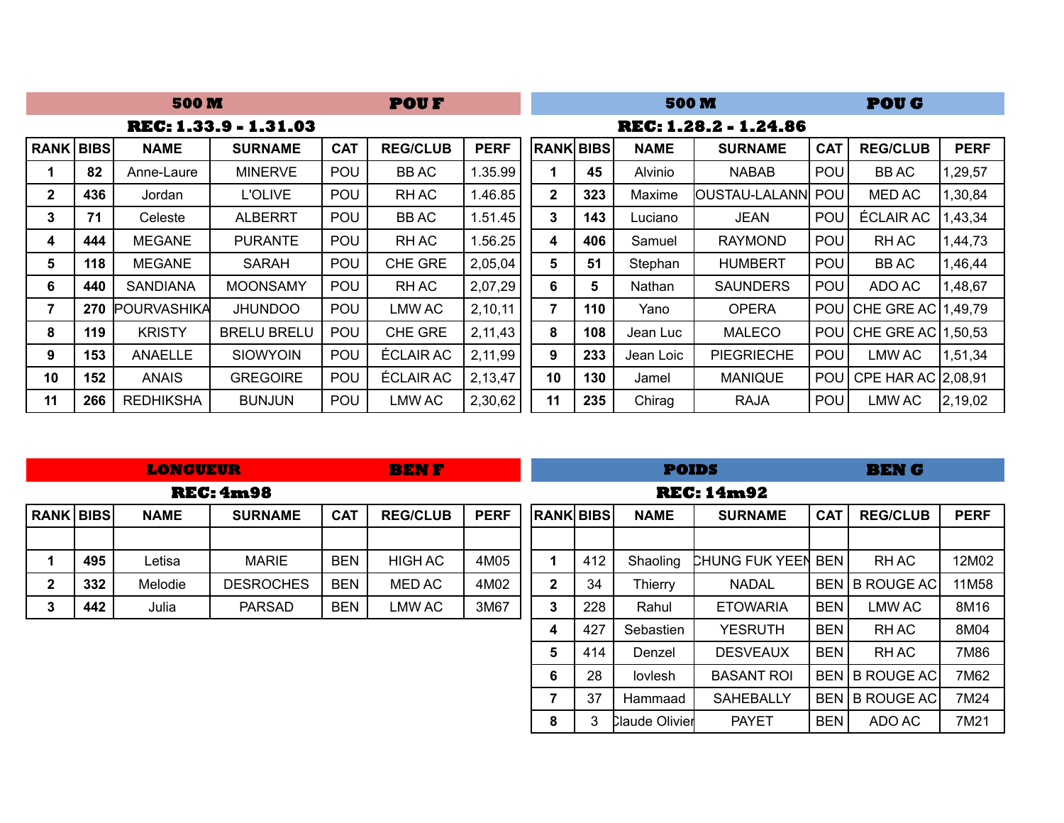## 500 M — POU F

**REC: 1.33.9 - 1.31.03**

| RANK | BIBS | NAME | SURNAME | CAT | REG/CLUB | PERF |
|---|---|---|---|---|---|---|
| 1 | 82 | Anne-Laure | MINERVE | POU | BB AC | 1.35.99 |
| 2 | 436 | Jordan | L'OLIVE | POU | RH AC | 1.46.85 |
| 3 | 71 | Celeste | ALBERRT | POU | BB AC | 1.51.45 |
| 4 | 444 | MEGANE | PURANTE | POU | RH AC | 1.56.25 |
| 5 | 118 | MEGANE | SARAH | POU | CHE GRE | 2,05,04 |
| 6 | 440 | SANDIANA | MOONSAMY | POU | RH AC | 2,07,29 |
| 7 | 270 | POURVASHIKA | JHUNDOO | POU | LMW AC | 2,10,11 |
| 8 | 119 | KRISTY | BRELU BRELU | POU | CHE GRE | 2,11,43 |
| 9 | 153 | ANAELLE | SIOWYOIN | POU | ÉCLAIR AC | 2,11,99 |
| 10 | 152 | ANAIS | GREGOIRE | POU | ÉCLAIR AC | 2,13,47 |
| 11 | 266 | REDHIKSHA | BUNJUN | POU | LMW AC | 2,30,62 |

## 500 M — POU G

**REC: 1.28.2 - 1.24.86**

| RANK | BIBS | NAME | SURNAME | CAT | REG/CLUB | PERF |
|---|---|---|---|---|---|---|
| 1 | 45 | Alvinio | NABAB | POU | BB AC | 1,29,57 |
| 2 | 323 | Maxime | OUSTAU-LALANN | POU | MED AC | 1,30,84 |
| 3 | 143 | Luciano | JEAN | POU | ÉCLAIR AC | 1,43,34 |
| 4 | 406 | Samuel | RAYMOND | POU | RH AC | 1,44,73 |
| 5 | 51 | Stephan | HUMBERT | POU | BB AC | 1,46,44 |
| 6 | 5 | Nathan | SAUNDERS | POU | ADO AC | 1,48,67 |
| 7 | 110 | Yano | OPERA | POU | CHE GRE AC | 1,49,79 |
| 8 | 108 | Jean Luc | MALECO | POU | CHE GRE AC | 1,50,53 |
| 9 | 233 | Jean Loic | PIEGRIECHE | POU | LMW AC | 1,51,34 |
| 10 | 130 | Jamel | MANIQUE | POU | CPE HAR AC | 2,08,91 |
| 11 | 235 | Chirag | RAJA | POU | LMW AC | 2,19,02 |

## LONGUEUR — BEN F

**REC: 4m98**

| RANK | BIBS | NAME | SURNAME | CAT | REG/CLUB | PERF |
|---|---|---|---|---|---|---|
| | | | | | | |
| 1 | 495 | Letisa | MARIE | BEN | HIGH AC | 4M05 |
| 2 | 332 | Melodie | DESROCHES | BEN | MED AC | 4M02 |
| 3 | 442 | Julia | PARSAD | BEN | LMW AC | 3M67 |

## POIDS — BEN G

**REC: 14m92**

| RANK | BIBS | NAME | SURNAME | CAT | REG/CLUB | PERF |
|---|---|---|---|---|---|---|
| | | | | | | |
| 1 | 412 | Shaoling | CHUNG FUK YEEN | BEN | RH AC | 12M02 |
| 2 | 34 | Thierry | NADAL | BEN | B ROUGE AC | 11M58 |
| 3 | 228 | Rahul | ETOWARIA | BEN | LMW AC | 8M16 |
| 4 | 427 | Sebastien | YESRUTH | BEN | RH AC | 8M04 |
| 5 | 414 | Denzel | DESVEAUX | BEN | RH AC | 7M86 |
| 6 | 28 | lovlesh | BASANT ROI | BEN | B ROUGE AC | 7M62 |
| 7 | 37 | Hammaad | SAHEBALLY | BEN | B ROUGE AC | 7M24 |
| 8 | 3 | Claude Olivier | PAYET | BEN | ADO AC | 7M21 |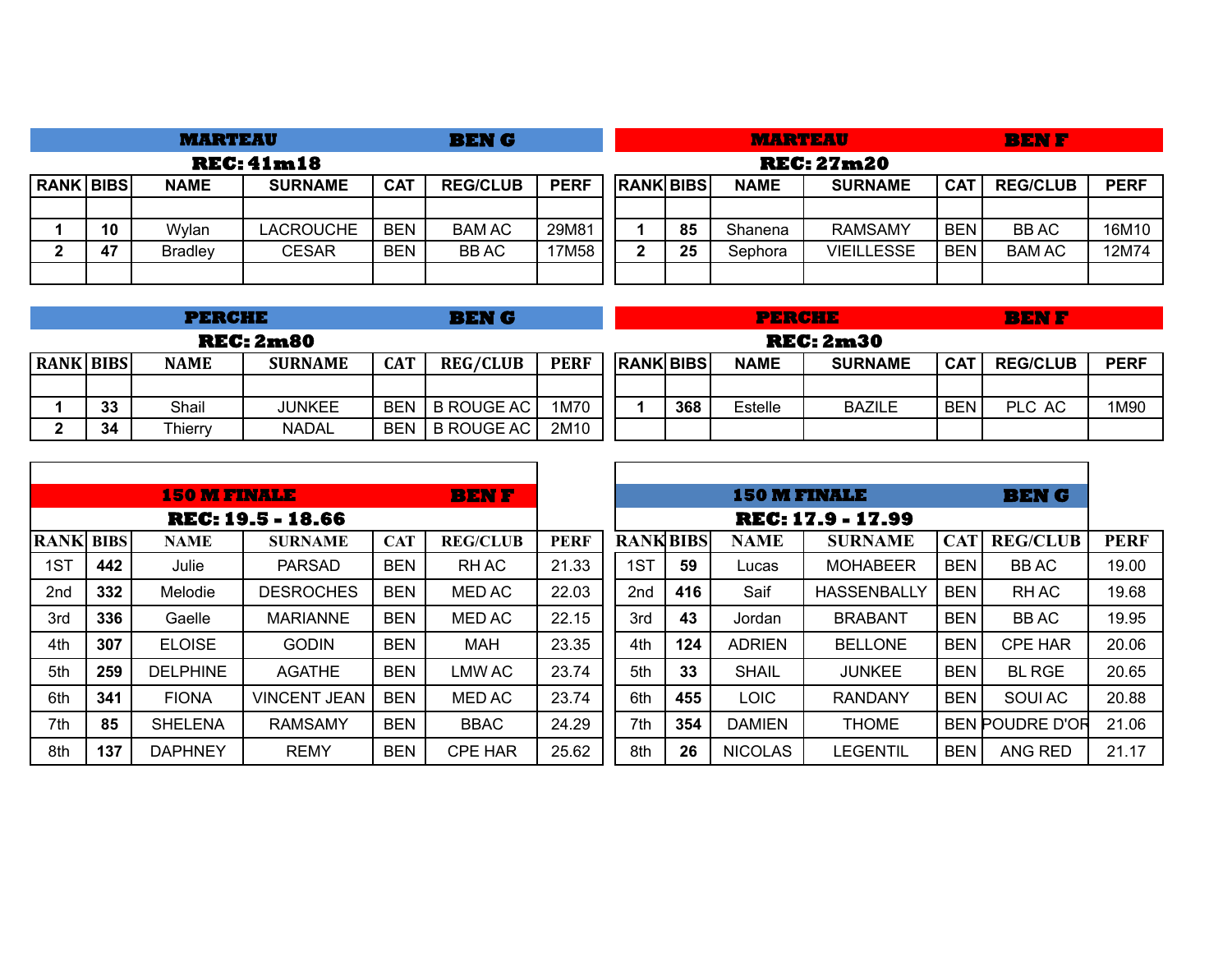## MARTEAU — BEN G

**REC: 41m18**

| RANK | BIBS | NAME | SURNAME | CAT | REG/CLUB | PERF |
|---|---|---|---|---|---|---|
| | | | | | | |
| 1 | 10 | Wylan | LACROUCHE | BEN | BAM AC | 29M81 |
| 2 | 47 | Bradley | CESAR | BEN | BB AC | 17M58 |
| | | | | | | |

## MARTEAU — BEN F

**REC: 27m20**

| RANK | BIBS | NAME | SURNAME | CAT | REG/CLUB | PERF |
|---|---|---|---|---|---|---|
| | | | | | | |
| 1 | 85 | Shanena | RAMSAMY | BEN | BB AC | 16M10 |
| 2 | 25 | Sephora | VIEILLESSE | BEN | BAM AC | 12M74 |
| | | | | | | |

## PERCHE — BEN G

**REC: 2m80**

| RANK | BIBS | NAME | SURNAME | CAT | REG/CLUB | PERF |
|---|---|---|---|---|---|---|
| | | | | | | |
| 1 | 33 | Shail | JUNKEE | BEN | B ROUGE AC | 1M70 |
| 2 | 34 | Thierry | NADAL | BEN | B ROUGE AC | 2M10 |

## PERCHE — BEN F

**REC: 2m30**

| RANK | BIBS | NAME | SURNAME | CAT | REG/CLUB | PERF |
|---|---|---|---|---|---|---|
| | | | | | | |
| 1 | 368 | Estelle | BAZILE | BEN | PLC AC | 1M90 |
| | | | | | | |

## 150 M FINALE — BEN F

**REC: 19.5 - 18.66**

| RANK | BIBS | NAME | SURNAME | CAT | REG/CLUB | PERF |
|---|---|---|---|---|---|---|
| 1ST | 442 | Julie | PARSAD | BEN | RH AC | 21.33 |
| 2nd | 332 | Melodie | DESROCHES | BEN | MED AC | 22.03 |
| 3rd | 336 | Gaelle | MARIANNE | BEN | MED AC | 22.15 |
| 4th | 307 | ELOISE | GODIN | BEN | MAH | 23.35 |
| 5th | 259 | DELPHINE | AGATHE | BEN | LMW AC | 23.74 |
| 6th | 341 | FIONA | VINCENT JEAN | BEN | MED AC | 23.74 |
| 7th | 85 | SHELENA | RAMSAMY | BEN | BBAC | 24.29 |
| 8th | 137 | DAPHNEY | REMY | BEN | CPE HAR | 25.62 |

## 150 M FINALE — BEN G

**REC: 17.9 - 17.99**

| RANK | BIBS | NAME | SURNAME | CAT | REG/CLUB | PERF |
|---|---|---|---|---|---|---|
| 1ST | 59 | Lucas | MOHABEER | BEN | BB AC | 19.00 |
| 2nd | 416 | Saif | HASSENBALLY | BEN | RH AC | 19.68 |
| 3rd | 43 | Jordan | BRABANT | BEN | BB AC | 19.95 |
| 4th | 124 | ADRIEN | BELLONE | BEN | CPE HAR | 20.06 |
| 5th | 33 | SHAIL | JUNKEE | BEN | BL RGE | 20.65 |
| 6th | 455 | LOIC | RANDANY | BEN | SOUI AC | 20.88 |
| 7th | 354 | DAMIEN | THOME | BEN | POUDRE D'OR | 21.06 |
| 8th | 26 | NICOLAS | LEGENTIL | BEN | ANG RED | 21.17 |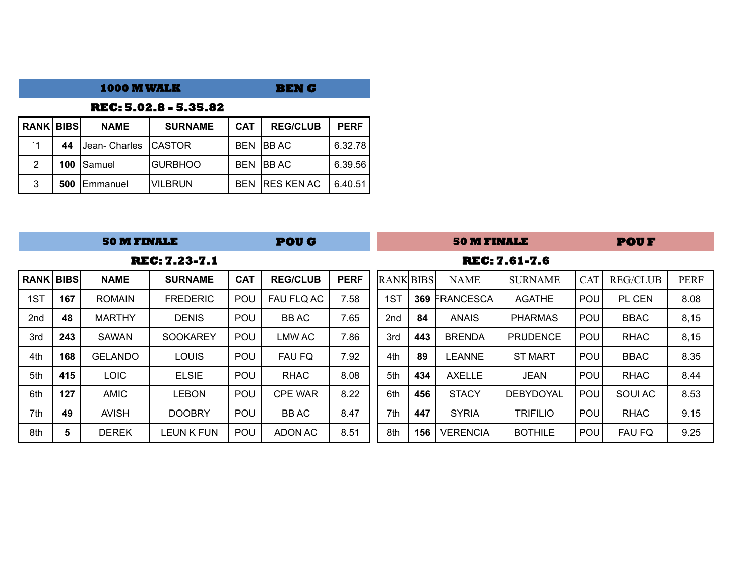## 1000 M WALK — BEN G

**REC: 5.02.8 - 5.35.82**

| RANK | BIBS | NAME | SURNAME | CAT | REG/CLUB | PERF |
|---|---|---|---|---|---|---|
| `1 | 44 | Jean- Charles | CASTOR | BEN | BB AC | 6.32.78 |
| 2 | 100 | Samuel | GURBHOO | BEN | BB AC | 6.39.56 |
| 3 | 500 | Emmanuel | VILBRUN | BEN | RES KEN AC | 6.40.51 |

## 50 M FINALE — POU G

**REC: 7.23-7.1**

| RANK | BIBS | NAME | SURNAME | CAT | REG/CLUB | PERF |
|---|---|---|---|---|---|---|
| 1ST | 167 | ROMAIN | FREDERIC | POU | FAU FLQ AC | 7.58 |
| 2nd | 48 | MARTHY | DENIS | POU | BB AC | 7.65 |
| 3rd | 243 | SAWAN | SOOKAREY | POU | LMW AC | 7.86 |
| 4th | 168 | GELANDO | LOUIS | POU | FAU FQ | 7.92 |
| 5th | 415 | LOIC | ELSIE | POU | RHAC | 8.08 |
| 6th | 127 | AMIC | LEBON | POU | CPE WAR | 8.22 |
| 7th | 49 | AVISH | DOOBRY | POU | BB AC | 8.47 |
| 8th | 5 | DEREK | LEUN K FUN | POU | ADON AC | 8.51 |

## 50 M FINALE — POU F

**REC: 7.61-7.6**

| RANK | BIBS | NAME | SURNAME | CAT | REG/CLUB | PERF |
|---|---|---|---|---|---|---|
| 1ST | 369 | FRANCESCA | AGATHE | POU | PL CEN | 8.08 |
| 2nd | 84 | ANAIS | PHARMAS | POU | BBAC | 8,15 |
| 3rd | 443 | BRENDA | PRUDENCE | POU | RHAC | 8,15 |
| 4th | 89 | LEANNE | ST MART | POU | BBAC | 8.35 |
| 5th | 434 | AXELLE | JEAN | POU | RHAC | 8.44 |
| 6th | 456 | STACY | DEBYDOYAL | POU | SOUI AC | 8.53 |
| 7th | 447 | SYRIA | TRIFILIO | POU | RHAC | 9.15 |
| 8th | 156 | VERENCIA | BOTHILE | POU | FAU FQ | 9.25 |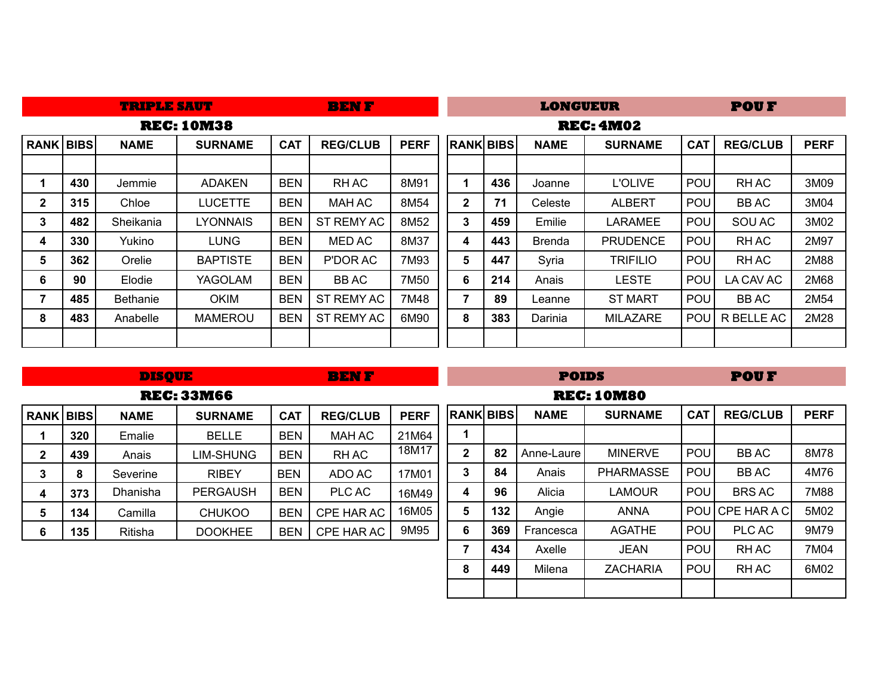## TRIPLE SAUT — BEN F

**REC: 10M38**

| RANK | BIBS | NAME | SURNAME | CAT | REG/CLUB | PERF |
|---|---|---|---|---|---|---|
| | | | | | | |
| 1 | 430 | Jemmie | ADAKEN | BEN | RH AC | 8M91 |
| 2 | 315 | Chloe | LUCETTE | BEN | MAH AC | 8M54 |
| 3 | 482 | Sheikania | LYONNAIS | BEN | ST REMY AC | 8M52 |
| 4 | 330 | Yukino | LUNG | BEN | MED AC | 8M37 |
| 5 | 362 | Orelie | BAPTISTE | BEN | P'DOR AC | 7M93 |
| 6 | 90 | Elodie | YAGOLAM | BEN | BB AC | 7M50 |
| 7 | 485 | Bethanie | OKIM | BEN | ST REMY AC | 7M48 |
| 8 | 483 | Anabelle | MAMEROU | BEN | ST REMY AC | 6M90 |
| | | | | | | |

## LONGUEUR — POU F

**REC: 4M02**

| RANK | BIBS | NAME | SURNAME | CAT | REG/CLUB | PERF |
|---|---|---|---|---|---|---|
| | | | | | | |
| 1 | 436 | Joanne | L'OLIVE | POU | RH AC | 3M09 |
| 2 | 71 | Celeste | ALBERT | POU | BB AC | 3M04 |
| 3 | 459 | Emilie | LARAMEE | POU | SOU AC | 3M02 |
| 4 | 443 | Brenda | PRUDENCE | POU | RH AC | 2M97 |
| 5 | 447 | Syria | TRIFILIO | POU | RH AC | 2M88 |
| 6 | 214 | Anais | LESTE | POU | LA CAV AC | 2M68 |
| 7 | 89 | Leanne | ST MART | POU | BB AC | 2M54 |
| 8 | 383 | Darinia | MILAZARE | POU | R BELLE AC | 2M28 |
| | | | | | | |

## DISQUE — BEN F

**REC: 33M66**

| RANK | BIBS | NAME | SURNAME | CAT | REG/CLUB | PERF |
|---|---|---|---|---|---|---|
| 1 | 320 | Emalie | BELLE | BEN | MAH AC | 21M64 |
| 2 | 439 | Anais | LIM-SHUNG | BEN | RH AC | 18M17 |
| 3 | 8 | Severine | RIBEY | BEN | ADO AC | 17M01 |
| 4 | 373 | Dhanisha | PERGAUSH | BEN | PLC AC | 16M49 |
| 5 | 134 | Camilla | CHUKOO | BEN | CPE HAR AC | 16M05 |
| 6 | 135 | Ritisha | DOOKHEE | BEN | CPE HAR AC | 9M95 |

## POIDS — POU F

**REC: 10M80**

| RANK | BIBS | NAME | SURNAME | CAT | REG/CLUB | PERF |
|---|---|---|---|---|---|---|
| 1 | | | | | | |
| 2 | 82 | Anne-Laure | MINERVE | POU | BB AC | 8M78 |
| 3 | 84 | Anais | PHARMASSE | POU | BB AC | 4M76 |
| 4 | 96 | Alicia | LAMOUR | POU | BRS AC | 7M88 |
| 5 | 132 | Angie | ANNA | POU | CPE HAR A C | 5M02 |
| 6 | 369 | Francesca | AGATHE | POU | PLC AC | 9M79 |
| 7 | 434 | Axelle | JEAN | POU | RH AC | 7M04 |
| 8 | 449 | Milena | ZACHARIA | POU | RH AC | 6M02 |
| | | | | | | |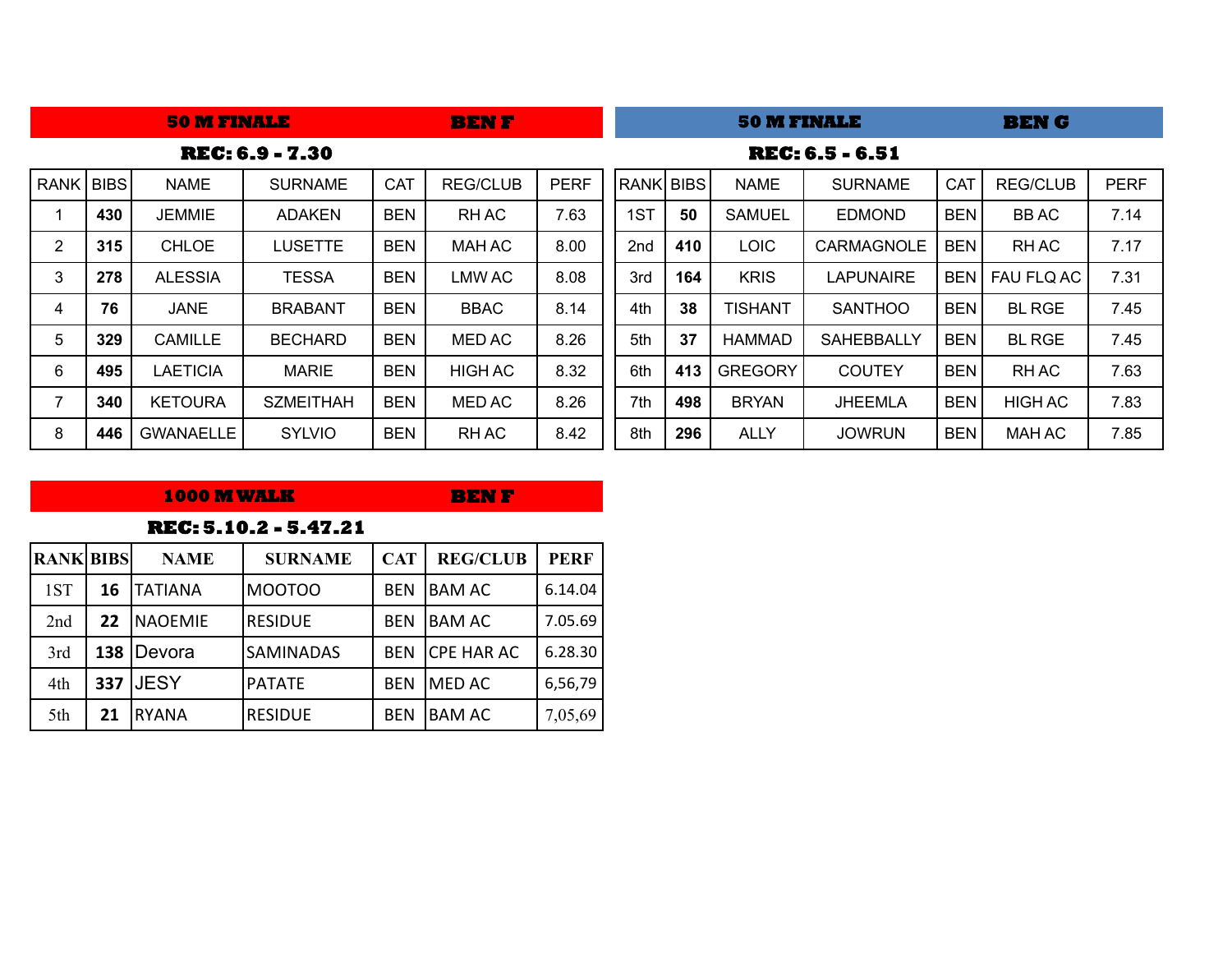## 50 M FINALE — BEN F

**REC: 6.9 - 7.30**

| RANK | BIBS | NAME | SURNAME | CAT | REG/CLUB | PERF |
|---|---|---|---|---|---|---|
| 1 | **430** | JEMMIE | ADAKEN | BEN | RH AC | 7.63 |
| 2 | **315** | CHLOE | LUSETTE | BEN | MAH AC | 8.00 |
| 3 | **278** | ALESSIA | TESSA | BEN | LMW AC | 8.08 |
| 4 | **76** | JANE | BRABANT | BEN | BBAC | 8.14 |
| 5 | **329** | CAMILLE | BECHARD | BEN | MED AC | 8.26 |
| 6 | **495** | LAETICIA | MARIE | BEN | HIGH AC | 8.32 |
| 7 | **340** | KETOURA | SZMEITHAH | BEN | MED AC | 8.26 |
| 8 | **446** | GWANAELLE | SYLVIO | BEN | RH AC | 8.42 |

## 50 M FINALE — BEN G

**REC: 6.5 - 6.51**

| RANK | BIBS | NAME | SURNAME | CAT | REG/CLUB | PERF |
|---|---|---|---|---|---|---|
| 1ST | **50** | SAMUEL | EDMOND | BEN | BB AC | 7.14 |
| 2nd | **410** | LOIC | CARMAGNOLE | BEN | RH AC | 7.17 |
| 3rd | **164** | KRIS | LAPUNAIRE | BEN | FAU FLQ AC | 7.31 |
| 4th | **38** | TISHANT | SANTHOO | BEN | BL RGE | 7.45 |
| 5th | **37** | HAMMAD | SAHEBBALLY | BEN | BL RGE | 7.45 |
| 6th | **413** | GREGORY | COUTEY | BEN | RH AC | 7.63 |
| 7th | **498** | BRYAN | JHEEMLA | BEN | HIGH AC | 7.83 |
| 8th | **296** | ALLY | JOWRUN | BEN | MAH AC | 7.85 |

## 1000 M WALK — BEN F

**REC: 5.10.2 - 5.47.21**

| RANK | BIBS | NAME | SURNAME | CAT | REG/CLUB | PERF |
|---|---|---|---|---|---|---|
| 1ST | **16** | TATIANA | MOOTOO | BEN | BAM AC | 6.14.04 |
| 2nd | **22** | NAOEMIE | RESIDUE | BEN | BAM AC | 7.05.69 |
| 3rd | **138** | Devora | SAMINADAS | BEN | CPE HAR AC | 6.28.30 |
| 4th | **337** | JESY | PATATE | BEN | MED AC | 6,56,79 |
| 5th | **21** | RYANA | RESIDUE | BEN | BAM AC | 7,05,69 |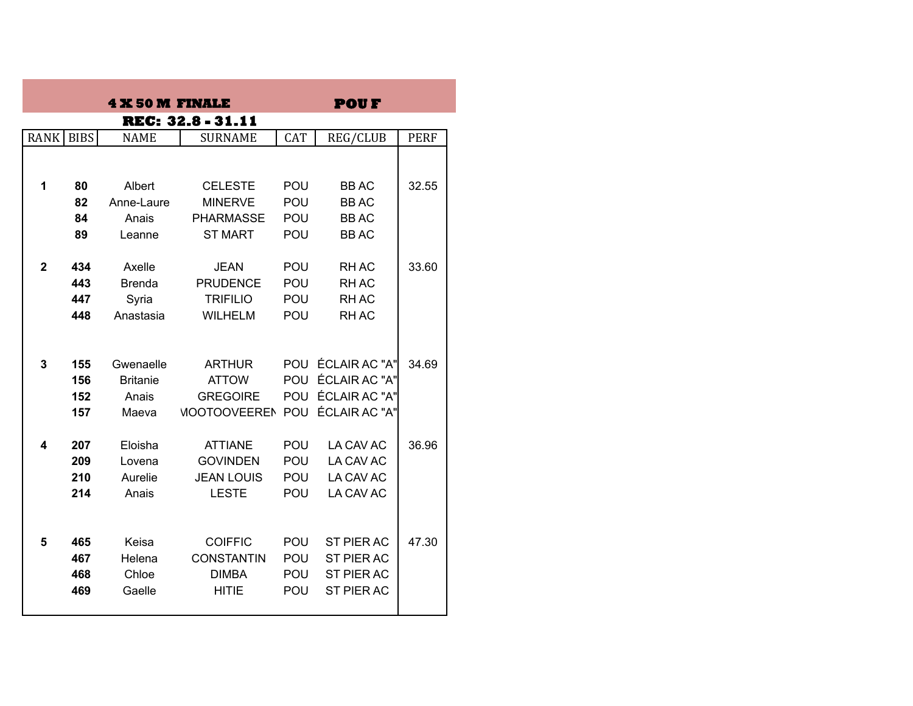**4 X 50 M FINALE** **POU F**

**REC: 32.8 - 31.11**

| RANK | BIBS | NAME | SURNAME | CAT | REG/CLUB | PERF |
|---|---|---|---|---|---|---|
| **1** | **80** | Albert | CELESTE | POU | BB AC | 32.55 |
| | **82** | Anne-Laure | MINERVE | POU | BB AC | |
| | **84** | Anais | PHARMASSE | POU | BB AC | |
| | **89** | Leanne | ST MART | POU | BB AC | |
| **2** | **434** | Axelle | JEAN | POU | RH AC | 33.60 |
| | **443** | Brenda | PRUDENCE | POU | RH AC | |
| | **447** | Syria | TRIFILIO | POU | RH AC | |
| | **448** | Anastasia | WILHELM | POU | RH AC | |
| **3** | **155** | Gwenaelle | ARTHUR | POU | ÉCLAIR AC "A" | 34.69 |
| | **156** | Britanie | ATTOW | POU | ÉCLAIR AC "A" | |
| | **152** | Anais | GREGOIRE | POU | ÉCLAIR AC "A" | |
| | **157** | Maeva | MOOTOOVEEREN | POU | ÉCLAIR AC "A" | |
| **4** | **207** | Eloisha | ATTIANE | POU | LA CAV AC | 36.96 |
| | **209** | Lovena | GOVINDEN | POU | LA CAV AC | |
| | **210** | Aurelie | JEAN LOUIS | POU | LA CAV AC | |
| | **214** | Anais | LESTE | POU | LA CAV AC | |
| **5** | **465** | Keisa | COIFFIC | POU | ST PIER AC | 47.30 |
| | **467** | Helena | CONSTANTIN | POU | ST PIER AC | |
| | **468** | Chloe | DIMBA | POU | ST PIER AC | |
| | **469** | Gaelle | HITIE | POU | ST PIER AC | |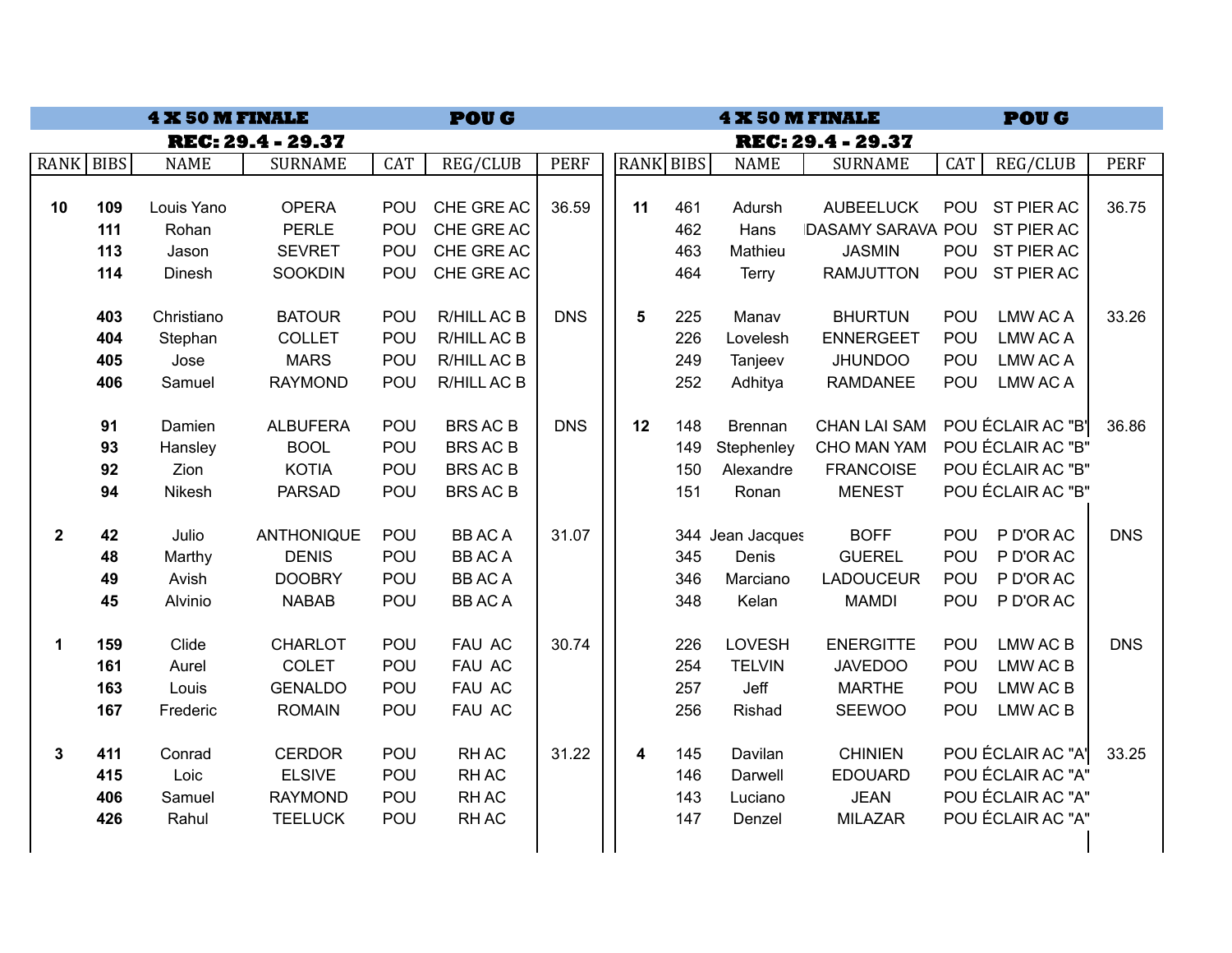## 4 X 50 M FINALE — POU G

**REC: 29.4 - 29.37**

| RANK | BIBS | NAME | SURNAME | CAT | REG/CLUB | PERF |
|---|---|---|---|---|---|---|
| 10 | 109 | Louis Yano | OPERA | POU | CHE GRE AC | 36.59 |
| | 111 | Rohan | PERLE | POU | CHE GRE AC | |
| | 113 | Jason | SEVRET | POU | CHE GRE AC | |
| | 114 | Dinesh | SOOKDIN | POU | CHE GRE AC | |
| | 403 | Christiano | BATOUR | POU | R/HILL AC B | DNS |
| | 404 | Stephan | COLLET | POU | R/HILL AC B | |
| | 405 | Jose | MARS | POU | R/HILL AC B | |
| | 406 | Samuel | RAYMOND | POU | R/HILL AC B | |
| | 91 | Damien | ALBUFERA | POU | BRS AC B | DNS |
| | 93 | Hansley | BOOL | POU | BRS AC B | |
| | 92 | Zion | KOTIA | POU | BRS AC B | |
| | 94 | Nikesh | PARSAD | POU | BRS AC B | |
| 2 | 42 | Julio | ANTHONIQUE | POU | BB AC A | 31.07 |
| | 48 | Marthy | DENIS | POU | BB AC A | |
| | 49 | Avish | DOOBRY | POU | BB AC A | |
| | 45 | Alvinio | NABAB | POU | BB AC A | |
| 1 | 159 | Clide | CHARLOT | POU | FAU AC | 30.74 |
| | 161 | Aurel | COLET | POU | FAU AC | |
| | 163 | Louis | GENALDO | POU | FAU AC | |
| | 167 | Frederic | ROMAIN | POU | FAU AC | |
| 3 | 411 | Conrad | CERDOR | POU | RH AC | 31.22 |
| | 415 | Loic | ELSIVE | POU | RH AC | |
| | 406 | Samuel | RAYMOND | POU | RH AC | |
| | 426 | Rahul | TEELUCK | POU | RH AC | |

## 4 X 50 M FINALE — POU G

**REC: 29.4 - 29.37**

| RANK | BIBS | NAME | SURNAME | CAT | REG/CLUB | PERF |
|---|---|---|---|---|---|---|
| 11 | 461 | Adursh | AUBEELUCK | POU | ST PIER AC | 36.75 |
| | 462 | Hans | IDASAMY SARAVA | POU | ST PIER AC | |
| | 463 | Mathieu | JASMIN | POU | ST PIER AC | |
| | 464 | Terry | RAMJUTTON | POU | ST PIER AC | |
| 5 | 225 | Manav | BHURTUN | POU | LMW AC A | 33.26 |
| | 226 | Lovelesh | ENNERGEET | POU | LMW AC A | |
| | 249 | Tanjeev | JHUNDOO | POU | LMW AC A | |
| | 252 | Adhitya | RAMDANEE | POU | LMW AC A | |
| 12 | 148 | Brennan | CHAN LAI SAM | POU | ÉCLAIR AC "B" | 36.86 |
| | 149 | Stephenley | CHO MAN YAM | POU | ÉCLAIR AC "B" | |
| | 150 | Alexandre | FRANCOISE | POU | ÉCLAIR AC "B" | |
| | 151 | Ronan | MENEST | POU | ÉCLAIR AC "B" | |
| | 344 | Jean Jacques | BOFF | POU | P D'OR AC | DNS |
| | 345 | Denis | GUEREL | POU | P D'OR AC | |
| | 346 | Marciano | LADOUCEUR | POU | P D'OR AC | |
| | 348 | Kelan | MAMDI | POU | P D'OR AC | |
| | 226 | LOVESH | ENERGITTE | POU | LMW AC B | DNS |
| | 254 | TELVIN | JAVEDOO | POU | LMW AC B | |
| | 257 | Jeff | MARTHE | POU | LMW AC B | |
| | 256 | Rishad | SEEWOO | POU | LMW AC B | |
| 4 | 145 | Davilan | CHINIEN | POU | ÉCLAIR AC "A" | 33.25 |
| | 146 | Darwell | EDOUARD | POU | ÉCLAIR AC "A" | |
| | 143 | Luciano | JEAN | POU | ÉCLAIR AC "A" | |
| | 147 | Denzel | MILAZAR | POU | ÉCLAIR AC "A" | |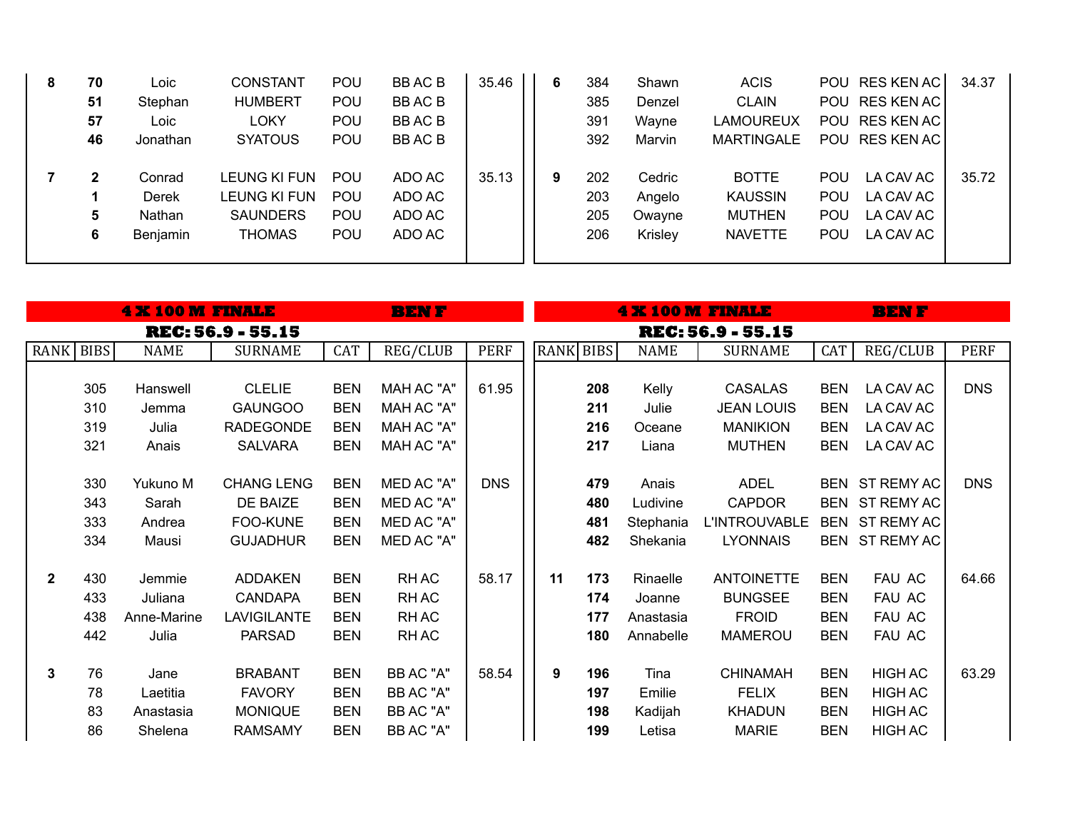| RANK | BIBS | NAME | SURNAME | CAT | REG/CLUB | PERF |
|---|---|---|---|---|---|---|
| 8 | 70 | Loic | CONSTANT | POU | BB AC B | 35.46 |
| | 51 | Stephan | HUMBERT | POU | BB AC B | |
| | 57 | Loic | LOKY | POU | BB AC B | |
| | 46 | Jonathan | SYATOUS | POU | BB AC B | |
| 7 | 2 | Conrad | LEUNG KI FUN | POU | ADO AC | 35.13 |
| | 1 | Derek | LEUNG KI FUN | POU | ADO AC | |
| | 5 | Nathan | SAUNDERS | POU | ADO AC | |
| | 6 | Benjamin | THOMAS | POU | ADO AC | |

| RANK | BIBS | NAME | SURNAME | CAT | REG/CLUB | PERF |
|---|---|---|---|---|---|---|
| 6 | 384 | Shawn | ACIS | POU | RES KEN AC | 34.37 |
| | 385 | Denzel | CLAIN | POU | RES KEN AC | |
| | 391 | Wayne | LAMOUREUX | POU | RES KEN AC | |
| | 392 | Marvin | MARTINGALE | POU | RES KEN AC | |
| 9 | 202 | Cedric | BOTTE | POU | LA CAV AC | 35.72 |
| | 203 | Angelo | KAUSSIN | POU | LA CAV AC | |
| | 205 | Owayne | MUTHEN | POU | LA CAV AC | |
| | 206 | Krisley | NAVETTE | POU | LA CAV AC | |

## 4 X 100 M FINALE — BEN F

**REC: 56.9 - 55.15**

| RANK | BIBS | NAME | SURNAME | CAT | REG/CLUB | PERF |
|---|---|---|---|---|---|---|
| | 305 | Hanswell | CLELIE | BEN | MAH AC "A" | 61.95 |
| | 310 | Jemma | GAUNGOO | BEN | MAH AC "A" | |
| | 319 | Julia | RADEGONDE | BEN | MAH AC "A" | |
| | 321 | Anais | SALVARA | BEN | MAH AC "A" | |
| | 330 | Yukuno M | CHANG LENG | BEN | MED AC "A" | DNS |
| | 343 | Sarah | DE BAIZE | BEN | MED AC "A" | |
| | 333 | Andrea | FOO-KUNE | BEN | MED AC "A" | |
| | 334 | Mausi | GUJADHUR | BEN | MED AC "A" | |
| 2 | 430 | Jemmie | ADDAKEN | BEN | RH AC | 58.17 |
| | 433 | Juliana | CANDAPA | BEN | RH AC | |
| | 438 | Anne-Marine | LAVIGILANTE | BEN | RH AC | |
| | 442 | Julia | PARSAD | BEN | RH AC | |
| 3 | 76 | Jane | BRABANT | BEN | BB AC "A" | 58.54 |
| | 78 | Laetitia | FAVORY | BEN | BB AC "A" | |
| | 83 | Anastasia | MONIQUE | BEN | BB AC "A" | |
| | 86 | Shelena | RAMSAMY | BEN | BB AC "A" | |

## 4 X 100 M FINALE — BEN F

**REC: 56.9 - 55.15**

| RANK | BIBS | NAME | SURNAME | CAT | REG/CLUB | PERF |
|---|---|---|---|---|---|---|
| | 208 | Kelly | CASALAS | BEN | LA CAV AC | DNS |
| | 211 | Julie | JEAN LOUIS | BEN | LA CAV AC | |
| | 216 | Oceane | MANIKION | BEN | LA CAV AC | |
| | 217 | Liana | MUTHEN | BEN | LA CAV AC | |
| | 479 | Anais | ADEL | BEN | ST REMY AC | DNS |
| | 480 | Ludivine | CAPDOR | BEN | ST REMY AC | |
| | 481 | Stephania | L'INTROUVABLE | BEN | ST REMY AC | |
| | 482 | Shekania | LYONNAIS | BEN | ST REMY AC | |
| 11 | 173 | Rinaelle | ANTOINETTE | BEN | FAU AC | 64.66 |
| | 174 | Joanne | BUNGSEE | BEN | FAU AC | |
| | 177 | Anastasia | FROID | BEN | FAU AC | |
| | 180 | Annabelle | MAMEROU | BEN | FAU AC | |
| 9 | 196 | Tina | CHINAMAH | BEN | HIGH AC | 63.29 |
| | 197 | Emilie | FELIX | BEN | HIGH AC | |
| | 198 | Kadijah | KHADUN | BEN | HIGH AC | |
| | 199 | Letisa | MARIE | BEN | HIGH AC | |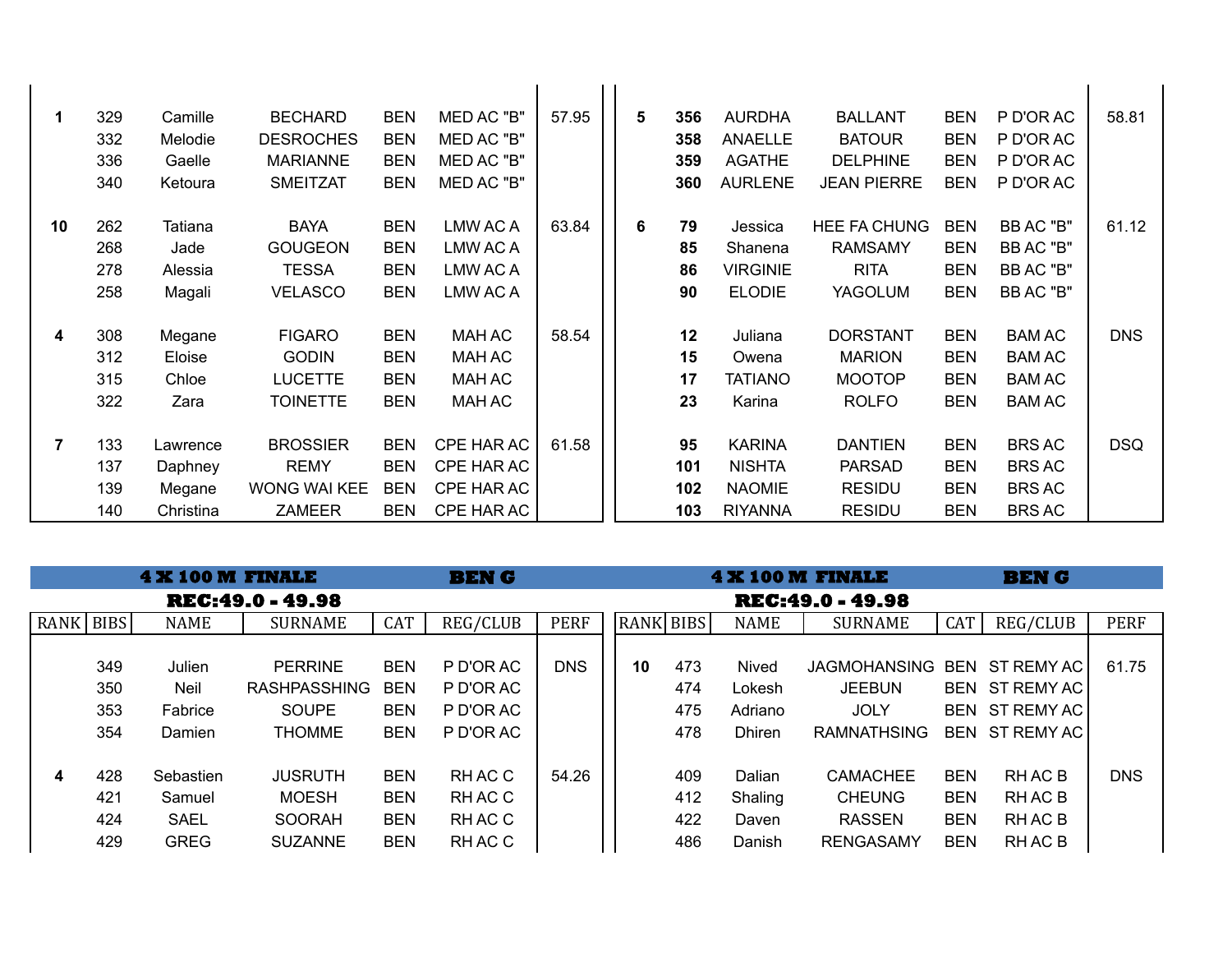| RANK | BIBS | NAME | SURNAME | CAT | REG/CLUB | PERF |
|---|---|---|---|---|---|---|
| 1 | 329 | Camille | BECHARD | BEN | MED AC "B" | 57.95 |
| | 332 | Melodie | DESROCHES | BEN | MED AC "B" | |
| | 336 | Gaelle | MARIANNE | BEN | MED AC "B" | |
| | 340 | Ketoura | SMEITZAT | BEN | MED AC "B" | |
| 10 | 262 | Tatiana | BAYA | BEN | LMW AC A | 63.84 |
| | 268 | Jade | GOUGEON | BEN | LMW AC A | |
| | 278 | Alessia | TESSA | BEN | LMW AC A | |
| | 258 | Magali | VELASCO | BEN | LMW AC A | |
| 4 | 308 | Megane | FIGARO | BEN | MAH AC | 58.54 |
| | 312 | Eloise | GODIN | BEN | MAH AC | |
| | 315 | Chloe | LUCETTE | BEN | MAH AC | |
| | 322 | Zara | TOINETTE | BEN | MAH AC | |
| 7 | 133 | Lawrence | BROSSIER | BEN | CPE HAR AC | 61.58 |
| | 137 | Daphney | REMY | BEN | CPE HAR AC | |
| | 139 | Megane | WONG WAI KEE | BEN | CPE HAR AC | |
| | 140 | Christina | ZAMEER | BEN | CPE HAR AC | |
| 5 | 356 | AURDHA | BALLANT | BEN | P D'OR AC | 58.81 |
| | 358 | ANAELLE | BATOUR | BEN | P D'OR AC | |
| | 359 | AGATHE | DELPHINE | BEN | P D'OR AC | |
| | 360 | AURLENE | JEAN PIERRE | BEN | P D'OR AC | |
| 6 | 79 | Jessica | HEE FA CHUNG | BEN | BB AC "B" | 61.12 |
| | 85 | Shanena | RAMSAMY | BEN | BB AC "B" | |
| | 86 | VIRGINIE | RITA | BEN | BB AC "B" | |
| | 90 | ELODIE | YAGOLUM | BEN | BB AC "B" | |
| | 12 | Juliana | DORSTANT | BEN | BAM AC | DNS |
| | 15 | Owena | MARION | BEN | BAM AC | |
| | 17 | TATIANO | MOOTOP | BEN | BAM AC | |
| | 23 | Karina | ROLFO | BEN | BAM AC | |
| | 95 | KARINA | DANTIEN | BEN | BRS AC | DSQ |
| | 101 | NISHTA | PARSAD | BEN | BRS AC | |
| | 102 | NAOMIE | RESIDU | BEN | BRS AC | |
| | 103 | RIYANNA | RESIDU | BEN | BRS AC | |

## 4 X 100 M FINALE — BEN G

**REC:49.0 - 49.98**

| RANK | BIBS | NAME | SURNAME | CAT | REG/CLUB | PERF |
|---|---|---|---|---|---|---|
| | 349 | Julien | PERRINE | BEN | P D'OR AC | DNS |
| | 350 | Neil | RASHPASSHING | BEN | P D'OR AC | |
| | 353 | Fabrice | SOUPE | BEN | P D'OR AC | |
| | 354 | Damien | THOMME | BEN | P D'OR AC | |
| 4 | 428 | Sebastien | JUSRUTH | BEN | RH AC C | 54.26 |
| | 421 | Samuel | MOESH | BEN | RH AC C | |
| | 424 | SAEL | SOORAH | BEN | RH AC C | |
| | 429 | GREG | SUZANNE | BEN | RH AC C | |
| 10 | 473 | Nived | JAGMOHANSING | BEN | ST REMY AC | 61.75 |
| | 474 | Lokesh | JEEBUN | BEN | ST REMY AC | |
| | 475 | Adriano | JOLY | BEN | ST REMY AC | |
| | 478 | Dhiren | RAMNATHSING | BEN | ST REMY AC | |
| | 409 | Dalian | CAMACHEE | BEN | RH AC B | DNS |
| | 412 | Shaling | CHEUNG | BEN | RH AC B | |
| | 422 | Daven | RASSEN | BEN | RH AC B | |
| | 486 | Danish | RENGASAMY | BEN | RH AC B | |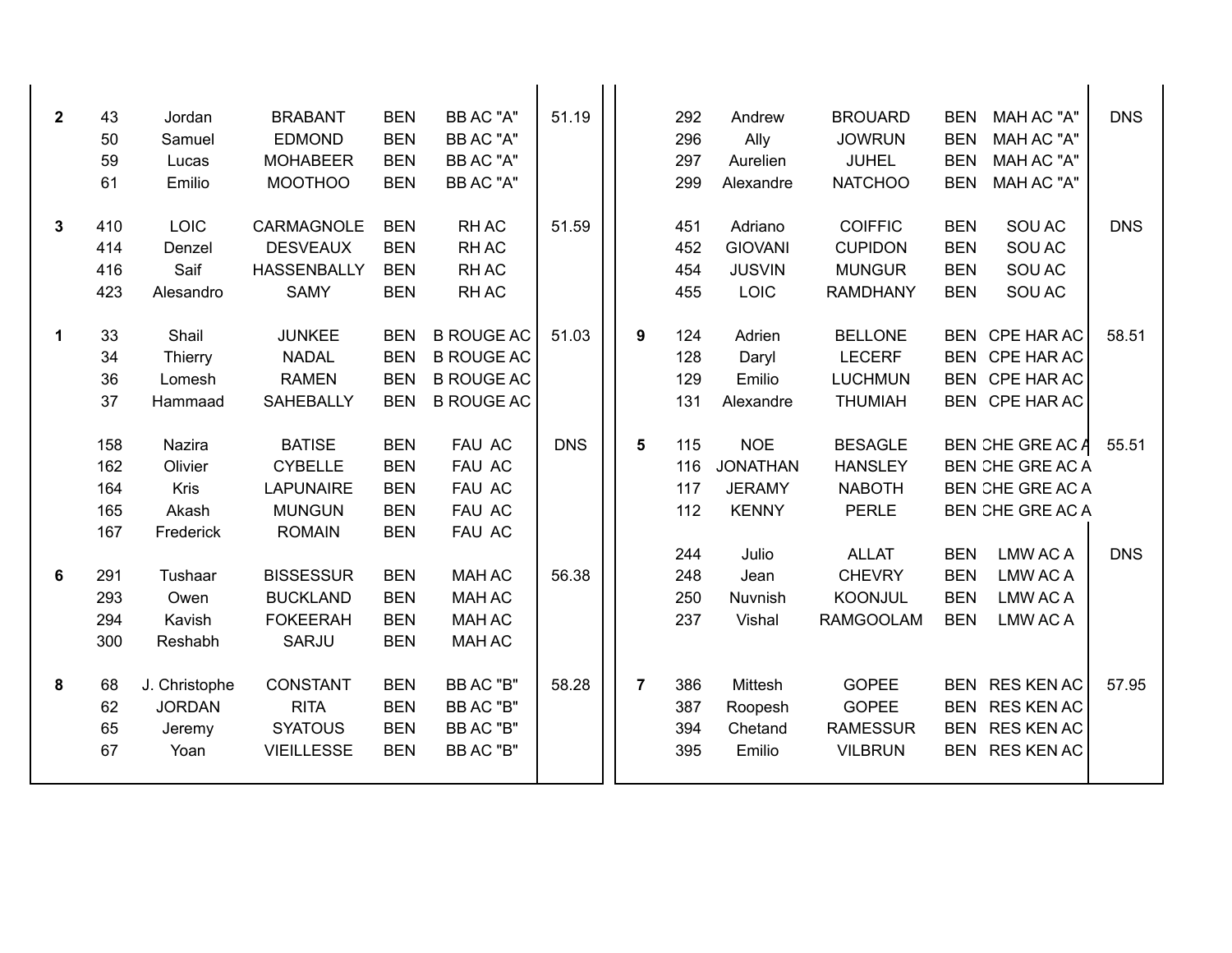| | | | | | | |
|---|---|---|---|---|---|---|
| 2 | 43 | Jordan | BRABANT | BEN | BB AC "A" | 51.19 |
| | 50 | Samuel | EDMOND | BEN | BB AC "A" | |
| | 59 | Lucas | MOHABEER | BEN | BB AC "A" | |
| | 61 | Emilio | MOOTHOO | BEN | BB AC "A" | |
| 3 | 410 | LOIC | CARMAGNOLE | BEN | RH AC | 51.59 |
| | 414 | Denzel | DESVEAUX | BEN | RH AC | |
| | 416 | Saif | HASSENBALLY | BEN | RH AC | |
| | 423 | Alesandro | SAMY | BEN | RH AC | |
| 1 | 33 | Shail | JUNKEE | BEN | B ROUGE AC | 51.03 |
| | 34 | Thierry | NADAL | BEN | B ROUGE AC | |
| | 36 | Lomesh | RAMEN | BEN | B ROUGE AC | |
| | 37 | Hammaad | SAHEBALLY | BEN | B ROUGE AC | |
| | 158 | Nazira | BATISE | BEN | FAU AC | DNS |
| | 162 | Olivier | CYBELLE | BEN | FAU AC | |
| | 164 | Kris | LAPUNAIRE | BEN | FAU AC | |
| | 165 | Akash | MUNGUN | BEN | FAU AC | |
| | 167 | Frederick | ROMAIN | BEN | FAU AC | |
| 6 | 291 | Tushaar | BISSESSUR | BEN | MAH AC | 56.38 |
| | 293 | Owen | BUCKLAND | BEN | MAH AC | |
| | 294 | Kavish | FOKEERAH | BEN | MAH AC | |
| | 300 | Reshabh | SARJU | BEN | MAH AC | |
| 8 | 68 | J. Christophe | CONSTANT | BEN | BB AC "B" | 58.28 |
| | 62 | JORDAN | RITA | BEN | BB AC "B" | |
| | 65 | Jeremy | SYATOUS | BEN | BB AC "B" | |
| | 67 | Yoan | VIEILLESSE | BEN | BB AC "B" | |

| | | | | | | |
|---|---|---|---|---|---|---|
| | 292 | Andrew | BROUARD | BEN | MAH AC "A" | DNS |
| | 296 | Ally | JOWRUN | BEN | MAH AC "A" | |
| | 297 | Aurelien | JUHEL | BEN | MAH AC "A" | |
| | 299 | Alexandre | NATCHOO | BEN | MAH AC "A" | |
| | 451 | Adriano | COIFFIC | BEN | SOU AC | DNS |
| | 452 | GIOVANI | CUPIDON | BEN | SOU AC | |
| | 454 | JUSVIN | MUNGUR | BEN | SOU AC | |
| | 455 | LOIC | RAMDHANY | BEN | SOU AC | |
| 9 | 124 | Adrien | BELLONE | BEN | CPE HAR AC | 58.51 |
| | 128 | Daryl | LECERF | BEN | CPE HAR AC | |
| | 129 | Emilio | LUCHMUN | BEN | CPE HAR AC | |
| | 131 | Alexandre | THUMIAH | BEN | CPE HAR AC | |
| 5 | 115 | NOE | BESAGLE | BEN | CHE GRE AC A | 55.51 |
| | 116 | JONATHAN | HANSLEY | BEN | CHE GRE AC A | |
| | 117 | JERAMY | NABOTH | BEN | CHE GRE AC A | |
| | 112 | KENNY | PERLE | BEN | CHE GRE AC A | |
| | 244 | Julio | ALLAT | BEN | LMW AC A | DNS |
| | 248 | Jean | CHEVRY | BEN | LMW AC A | |
| | 250 | Nuvnish | KOONJUL | BEN | LMW AC A | |
| | 237 | Vishal | RAMGOOLAM | BEN | LMW AC A | |
| 7 | 386 | Mittesh | GOPEE | BEN | RES KEN AC | 57.95 |
| | 387 | Roopesh | GOPEE | BEN | RES KEN AC | |
| | 394 | Chetand | RAMESSUR | BEN | RES KEN AC | |
| | 395 | Emilio | VILBRUN | BEN | RES KEN AC | |